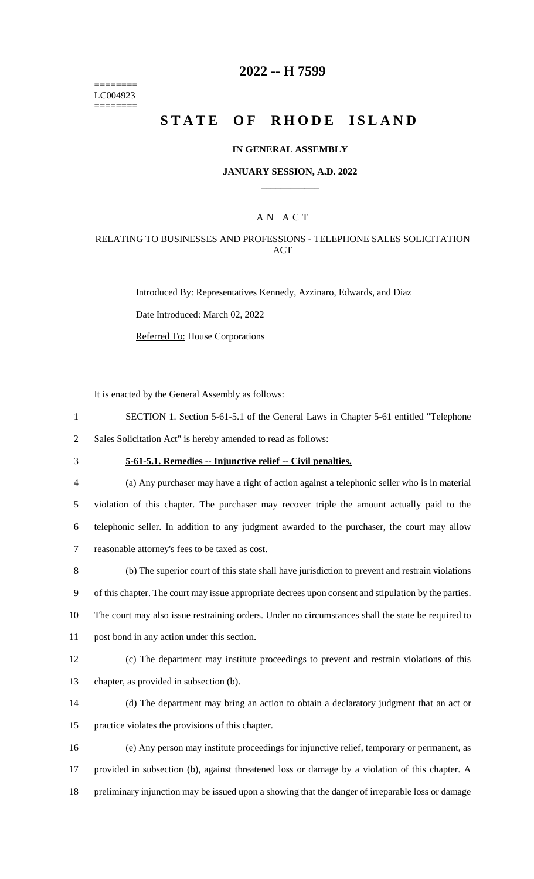========
LC004923
========

# 2022 -- H 7599

# STATE OF RHODE ISLAND

### IN GENERAL ASSEMBLY

### JANUARY SESSION, A.D. 2022

____________

### A N A C T

### RELATING TO BUSINESSES AND PROFESSIONS - TELEPHONE SALES SOLICITATION ACT

Introduced By: Representatives Kennedy, Azzinaro, Edwards, and Diaz

Date Introduced: March 02, 2022

Referred To: House Corporations

It is enacted by the General Assembly as follows:

1 SECTION 1. Section 5-61-5.1 of the General Laws in Chapter 5-61 entitled "Telephone
2 Sales Solicitation Act" is hereby amended to read as follows:

3 **5-61-5.1. Remedies -- Injunctive relief -- Civil penalties.**

4 (a) Any purchaser may have a right of action against a telephonic seller who is in material
5 violation of this chapter. The purchaser may recover triple the amount actually paid to the
6 telephonic seller. In addition to any judgment awarded to the purchaser, the court may allow
7 reasonable attorney's fees to be taxed as cost.

8 (b) The superior court of this state shall have jurisdiction to prevent and restrain violations
9 of this chapter. The court may issue appropriate decrees upon consent and stipulation by the parties.
10 The court may also issue restraining orders. Under no circumstances shall the state be required to
11 post bond in any action under this section.

12 (c) The department may institute proceedings to prevent and restrain violations of this
13 chapter, as provided in subsection (b).

14 (d) The department may bring an action to obtain a declaratory judgment that an act or
15 practice violates the provisions of this chapter.

16 (e) Any person may institute proceedings for injunctive relief, temporary or permanent, as
17 provided in subsection (b), against threatened loss or damage by a violation of this chapter. A
18 preliminary injunction may be issued upon a showing that the danger of irreparable loss or damage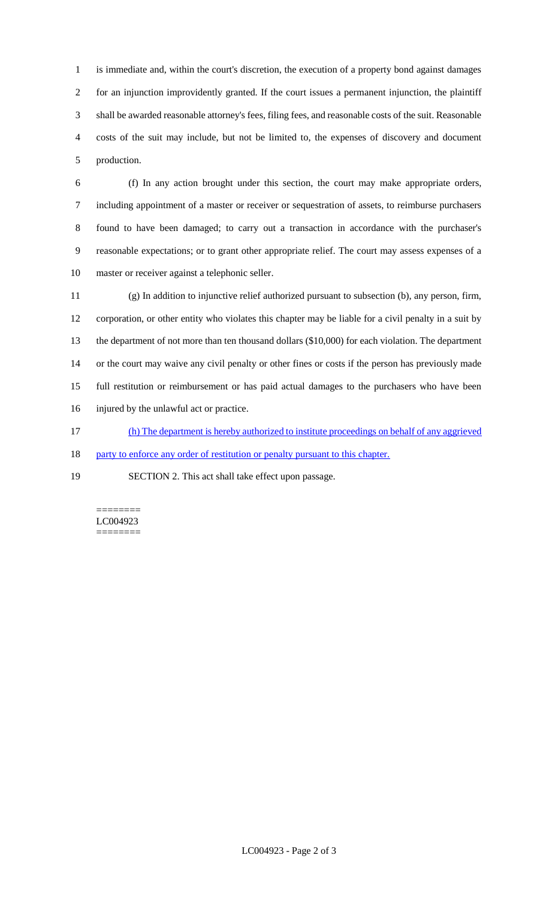is immediate and, within the court's discretion, the execution of a property bond against damages for an injunction improvidently granted. If the court issues a permanent injunction, the plaintiff shall be awarded reasonable attorney's fees, filing fees, and reasonable costs of the suit. Reasonable costs of the suit may include, but not be limited to, the expenses of discovery and document production.

(f) In any action brought under this section, the court may make appropriate orders, including appointment of a master or receiver or sequestration of assets, to reimburse purchasers found to have been damaged; to carry out a transaction in accordance with the purchaser's reasonable expectations; or to grant other appropriate relief. The court may assess expenses of a master or receiver against a telephonic seller.

(g) In addition to injunctive relief authorized pursuant to subsection (b), any person, firm, corporation, or other entity who violates this chapter may be liable for a civil penalty in a suit by the department of not more than ten thousand dollars ($10,000) for each violation. The department or the court may waive any civil penalty or other fines or costs if the person has previously made full restitution or reimbursement or has paid actual damages to the purchasers who have been injured by the unlawful act or practice.

(h) The department is hereby authorized to institute proceedings on behalf of any aggrieved party to enforce any order of restitution or penalty pursuant to this chapter.

SECTION 2. This act shall take effect upon passage.

========
LC004923
========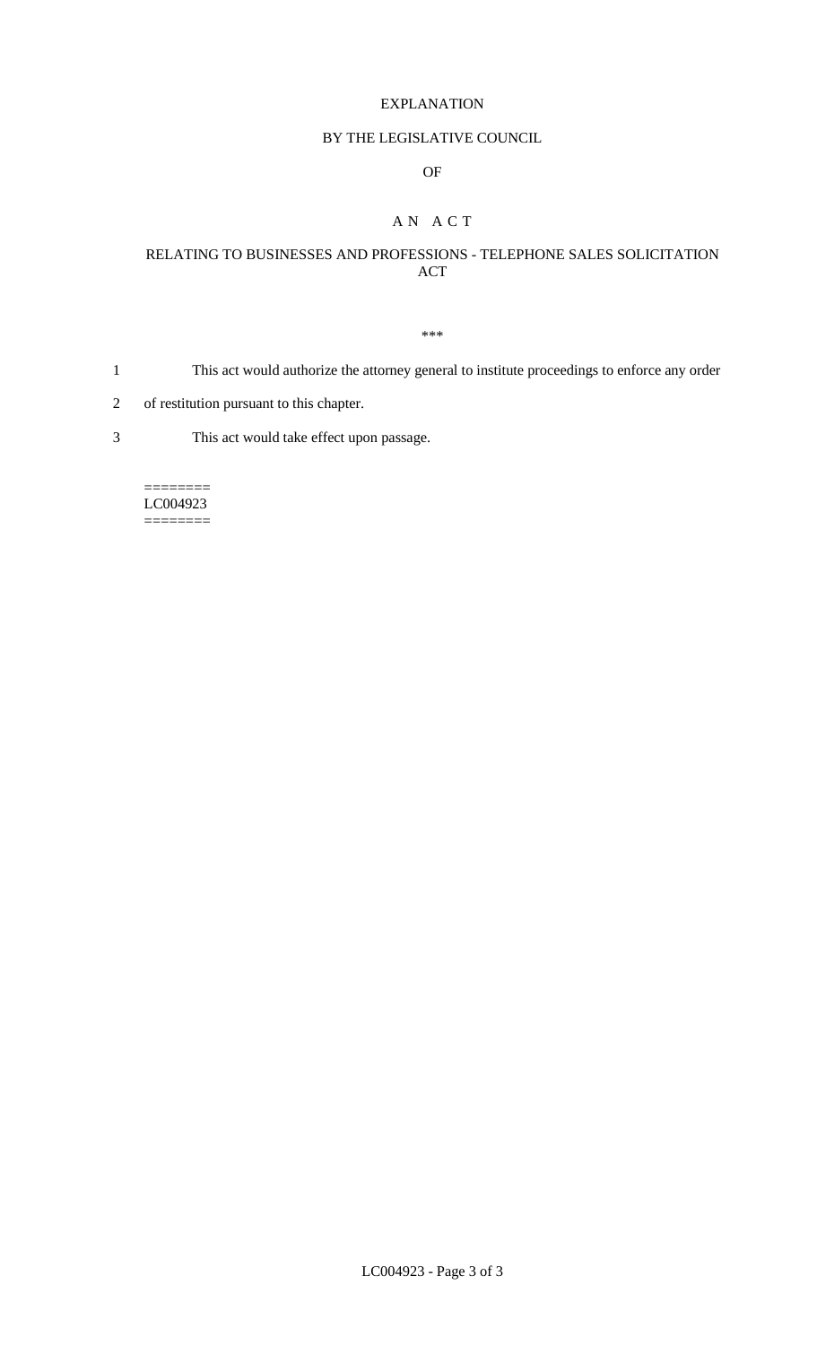EXPLANATION

BY THE LEGISLATIVE COUNCIL

OF

# A N A C T

## RELATING TO BUSINESSES AND PROFESSIONS - TELEPHONE SALES SOLICITATION ACT

\*\*\*

1 This act would authorize the attorney general to institute proceedings to enforce any order
2 of restitution pursuant to this chapter.
3 This act would take effect upon passage.

========
LC004923
========